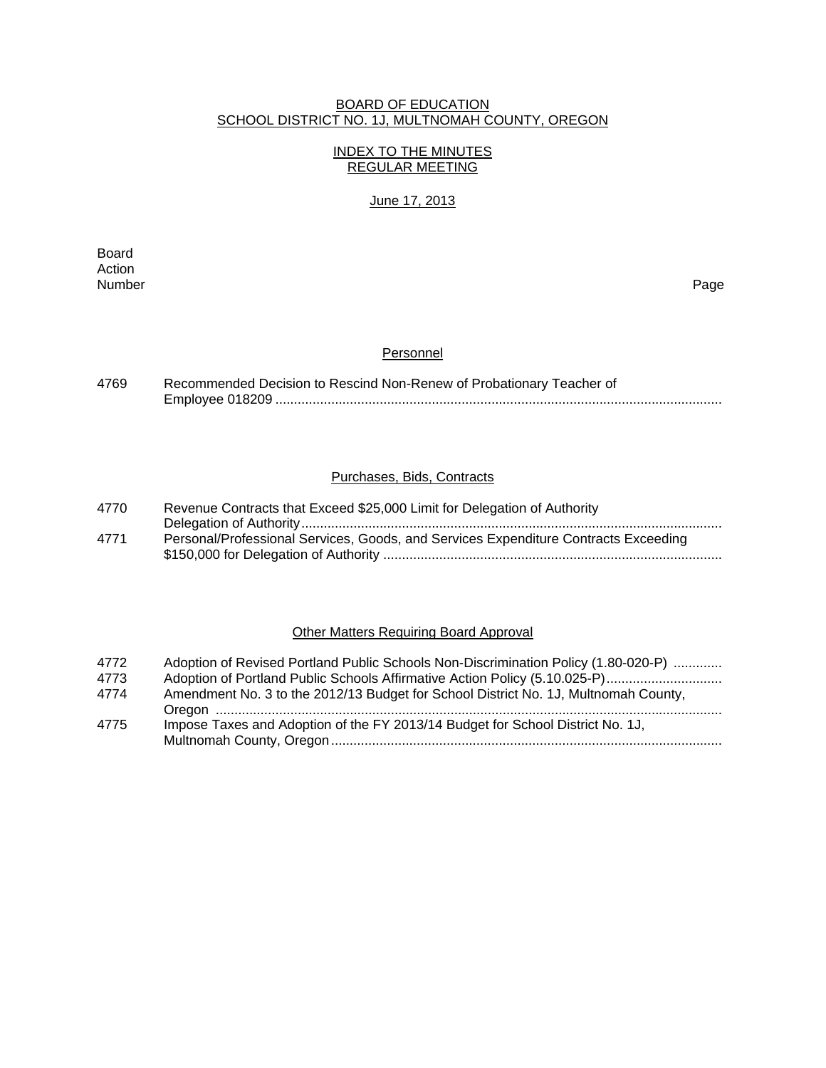BOARD OF EDUCATION
SCHOOL DISTRICT NO. 1J, MULTNOMAH COUNTY, OREGON

INDEX TO THE MINUTES
REGULAR MEETING

June 17, 2013

| Board Action Number | | Page |
|---|---|---|
| | **Personnel** | |
| 4769 | Recommended Decision to Rescind Non-Renew of Probationary Teacher of Employee 018209 | |
| | **Purchases, Bids, Contracts** | |
| 4770 | Revenue Contracts that Exceed $25,000 Limit for Delegation of Authority Delegation of Authority | |
| 4771 | Personal/Professional Services, Goods, and Services Expenditure Contracts Exceeding $150,000 for Delegation of Authority | |
| | **Other Matters Requiring Board Approval** | |
| 4772 | Adoption of Revised Portland Public Schools Non-Discrimination Policy (1.80-020-P) | |
| 4773 | Adoption of Portland Public Schools Affirmative Action Policy (5.10.025-P) | |
| 4774 | Amendment No. 3 to the 2012/13 Budget for School District No. 1J, Multnomah County, Oregon | |
| 4775 | Impose Taxes and Adoption of the FY 2013/14 Budget for School District No. 1J, Multnomah County, Oregon | |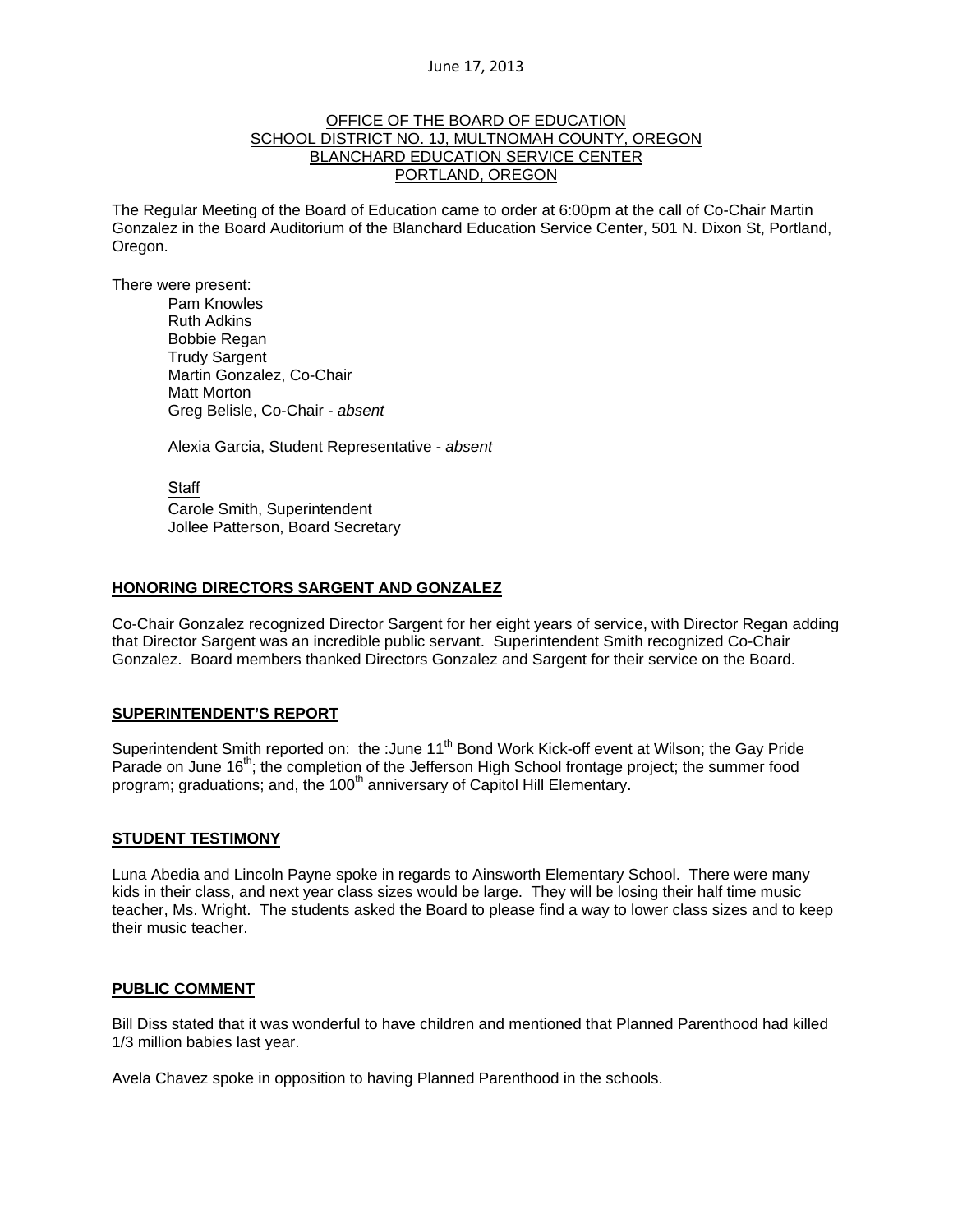June 17, 2013

OFFICE OF THE BOARD OF EDUCATION
SCHOOL DISTRICT NO. 1J, MULTNOMAH COUNTY, OREGON
BLANCHARD EDUCATION SERVICE CENTER
PORTLAND, OREGON

The Regular Meeting of the Board of Education came to order at 6:00pm at the call of Co-Chair Martin Gonzalez in the Board Auditorium of the Blanchard Education Service Center, 501 N. Dixon St, Portland, Oregon.

There were present:

Pam Knowles
Ruth Adkins
Bobbie Regan
Trudy Sargent
Martin Gonzalez, Co-Chair
Matt Morton
Greg Belisle, Co-Chair - *absent*

Alexia Garcia, Student Representative - *absent*

Staff
Carole Smith, Superintendent
Jollee Patterson, Board Secretary

## HONORING DIRECTORS SARGENT AND GONZALEZ

Co-Chair Gonzalez recognized Director Sargent for her eight years of service, with Director Regan adding that Director Sargent was an incredible public servant. Superintendent Smith recognized Co-Chair Gonzalez. Board members thanked Directors Gonzalez and Sargent for their service on the Board.

## SUPERINTENDENT'S REPORT

Superintendent Smith reported on: the :June 11th Bond Work Kick-off event at Wilson; the Gay Pride Parade on June 16th; the completion of the Jefferson High School frontage project; the summer food program; graduations; and, the 100th anniversary of Capitol Hill Elementary.

## STUDENT TESTIMONY

Luna Abedia and Lincoln Payne spoke in regards to Ainsworth Elementary School. There were many kids in their class, and next year class sizes would be large. They will be losing their half time music teacher, Ms. Wright. The students asked the Board to please find a way to lower class sizes and to keep their music teacher.

## PUBLIC COMMENT

Bill Diss stated that it was wonderful to have children and mentioned that Planned Parenthood had killed 1/3 million babies last year.

Avela Chavez spoke in opposition to having Planned Parenthood in the schools.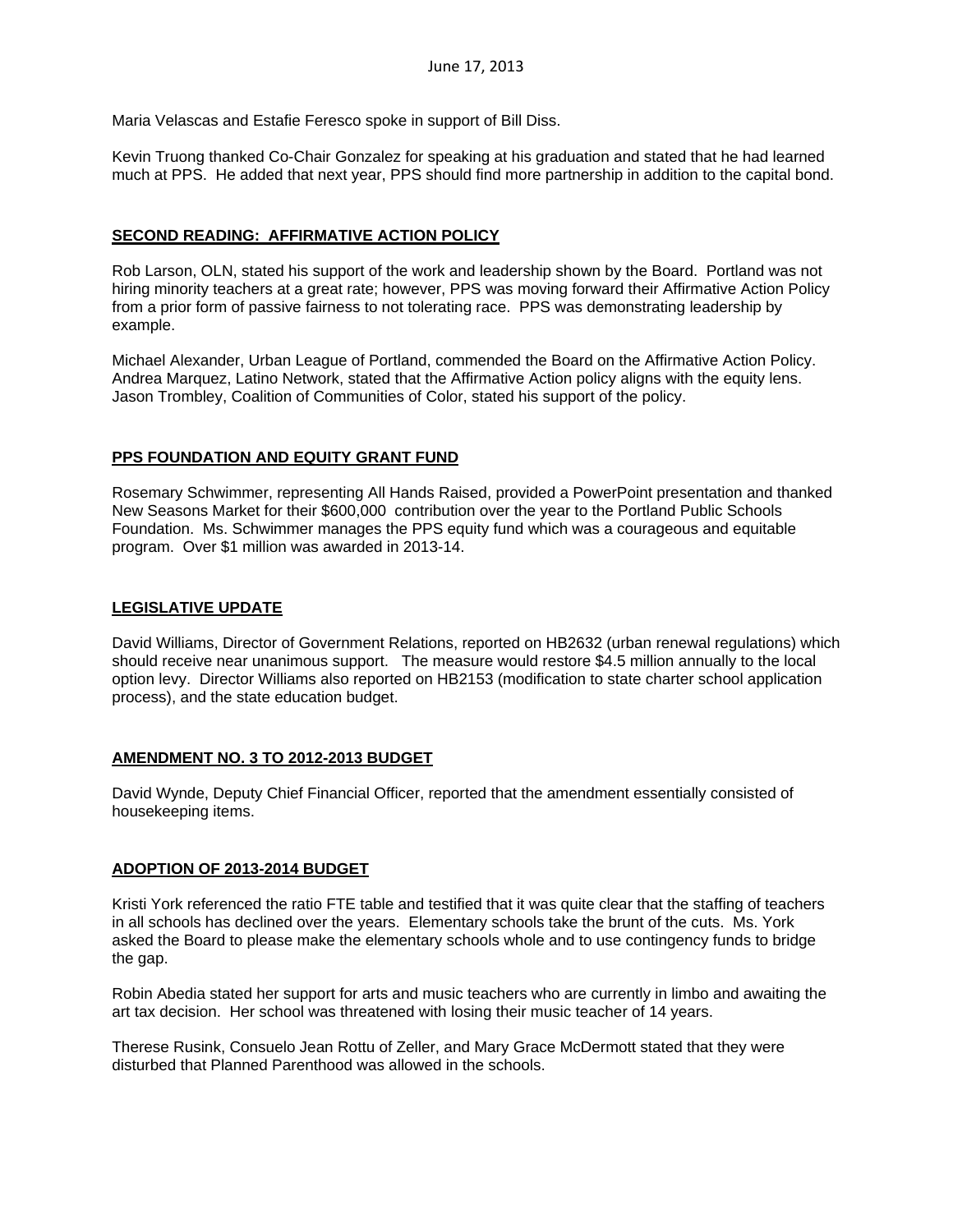Maria Velascas and Estafie Feresco spoke in support of Bill Diss.

Kevin Truong thanked Co-Chair Gonzalez for speaking at his graduation and stated that he had learned much at PPS. He added that next year, PPS should find more partnership in addition to the capital bond.

## SECOND READING: AFFIRMATIVE ACTION POLICY

Rob Larson, OLN, stated his support of the work and leadership shown by the Board. Portland was not hiring minority teachers at a great rate; however, PPS was moving forward their Affirmative Action Policy from a prior form of passive fairness to not tolerating race. PPS was demonstrating leadership by example.

Michael Alexander, Urban League of Portland, commended the Board on the Affirmative Action Policy. Andrea Marquez, Latino Network, stated that the Affirmative Action policy aligns with the equity lens. Jason Trombley, Coalition of Communities of Color, stated his support of the policy.

## PPS FOUNDATION AND EQUITY GRANT FUND

Rosemary Schwimmer, representing All Hands Raised, provided a PowerPoint presentation and thanked New Seasons Market for their $600,000 contribution over the year to the Portland Public Schools Foundation. Ms. Schwimmer manages the PPS equity fund which was a courageous and equitable program. Over $1 million was awarded in 2013-14.

## LEGISLATIVE UPDATE

David Williams, Director of Government Relations, reported on HB2632 (urban renewal regulations) which should receive near unanimous support. The measure would restore $4.5 million annually to the local option levy. Director Williams also reported on HB2153 (modification to state charter school application process), and the state education budget.

## AMENDMENT NO. 3 TO 2012-2013 BUDGET

David Wynde, Deputy Chief Financial Officer, reported that the amendment essentially consisted of housekeeping items.

## ADOPTION OF 2013-2014 BUDGET

Kristi York referenced the ratio FTE table and testified that it was quite clear that the staffing of teachers in all schools has declined over the years. Elementary schools take the brunt of the cuts. Ms. York asked the Board to please make the elementary schools whole and to use contingency funds to bridge the gap.

Robin Abedia stated her support for arts and music teachers who are currently in limbo and awaiting the art tax decision. Her school was threatened with losing their music teacher of 14 years.

Therese Rusink, Consuelo Jean Rottu of Zeller, and Mary Grace McDermott stated that they were disturbed that Planned Parenthood was allowed in the schools.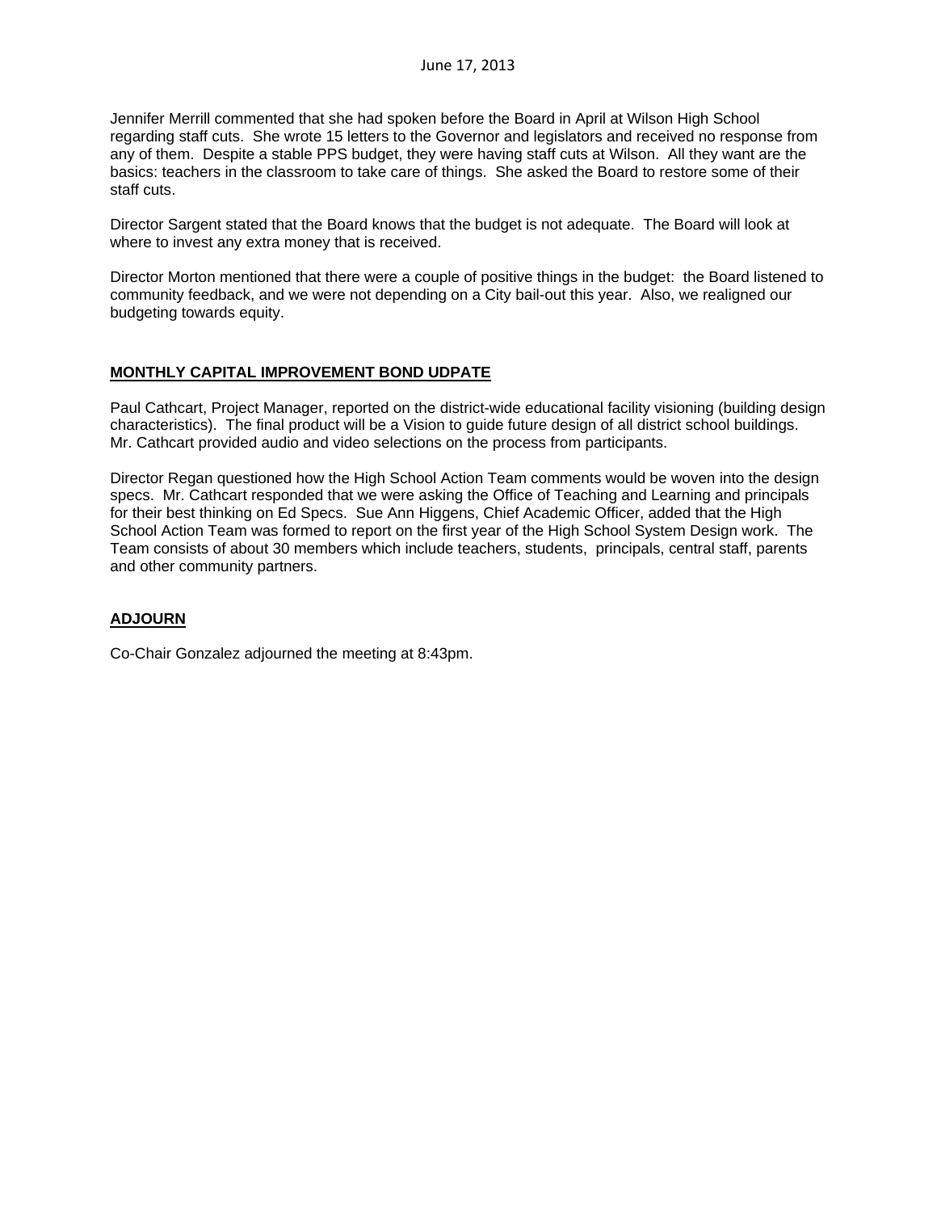Jennifer Merrill commented that she had spoken before the Board in April at Wilson High School regarding staff cuts. She wrote 15 letters to the Governor and legislators and received no response from any of them. Despite a stable PPS budget, they were having staff cuts at Wilson. All they want are the basics: teachers in the classroom to take care of things. She asked the Board to restore some of their staff cuts.

Director Sargent stated that the Board knows that the budget is not adequate. The Board will look at where to invest any extra money that is received.

Director Morton mentioned that there were a couple of positive things in the budget: the Board listened to community feedback, and we were not depending on a City bail-out this year. Also, we realigned our budgeting towards equity.

## MONTHLY CAPITAL IMPROVEMENT BOND UDPATE

Paul Cathcart, Project Manager, reported on the district-wide educational facility visioning (building design characteristics). The final product will be a Vision to guide future design of all district school buildings. Mr. Cathcart provided audio and video selections on the process from participants.

Director Regan questioned how the High School Action Team comments would be woven into the design specs. Mr. Cathcart responded that we were asking the Office of Teaching and Learning and principals for their best thinking on Ed Specs. Sue Ann Higgens, Chief Academic Officer, added that the High School Action Team was formed to report on the first year of the High School System Design work. The Team consists of about 30 members which include teachers, students, principals, central staff, parents and other community partners.

## ADJOURN

Co-Chair Gonzalez adjourned the meeting at 8:43pm.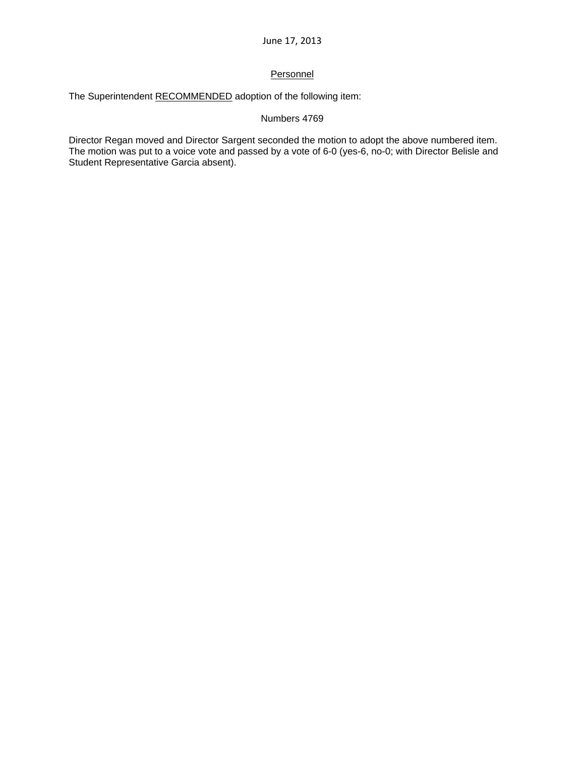June 17, 2013

Personnel

The Superintendent RECOMMENDED adoption of the following item:

Numbers 4769

Director Regan moved and Director Sargent seconded the motion to adopt the above numbered item. The motion was put to a voice vote and passed by a vote of 6-0 (yes-6, no-0; with Director Belisle and Student Representative Garcia absent).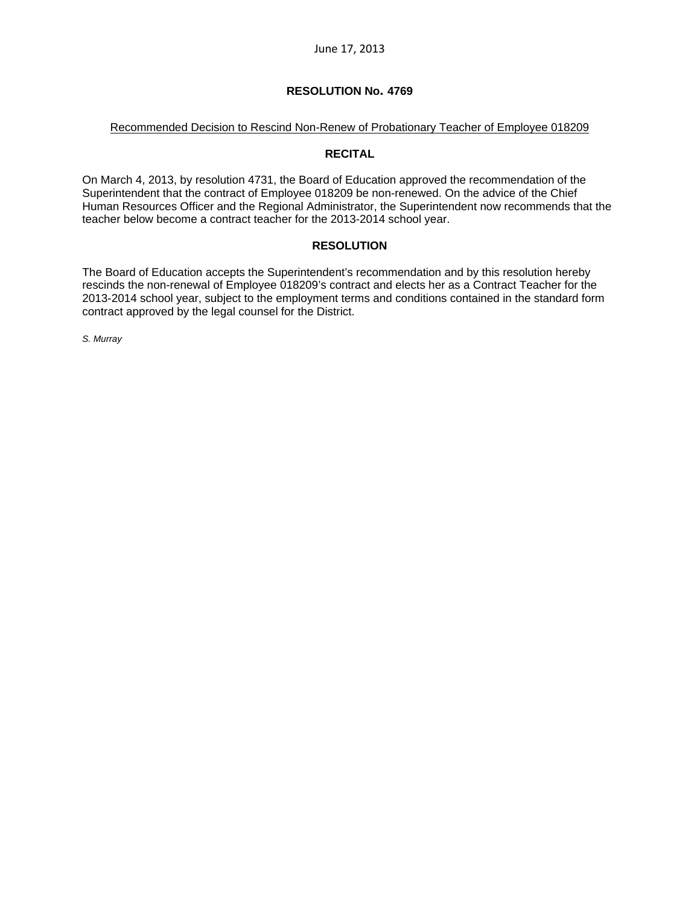June 17, 2013

**RESOLUTION No. 4769**

Recommended Decision to Rescind Non-Renew of Probationary Teacher of Employee 018209

**RECITAL**

On March 4, 2013, by resolution 4731, the Board of Education approved the recommendation of the Superintendent that the contract of Employee 018209 be non-renewed. On the advice of the Chief Human Resources Officer and the Regional Administrator, the Superintendent now recommends that the teacher below become a contract teacher for the 2013-2014 school year.

**RESOLUTION**

The Board of Education accepts the Superintendent's recommendation and by this resolution hereby rescinds the non-renewal of Employee 018209's contract and elects her as a Contract Teacher for the 2013-2014 school year, subject to the employment terms and conditions contained in the standard form contract approved by the legal counsel for the District.

*S. Murray*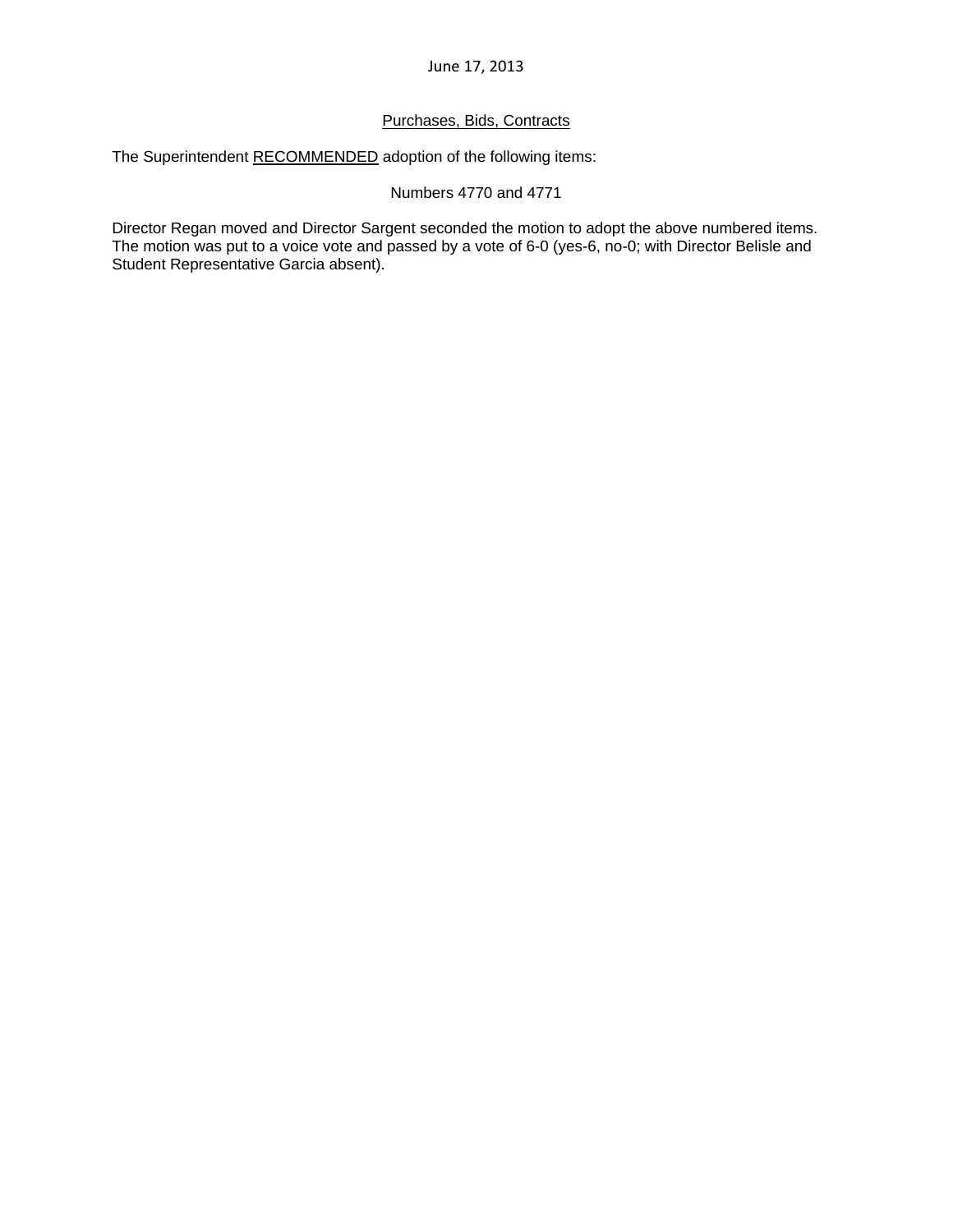June 17, 2013

Purchases, Bids, Contracts

The Superintendent RECOMMENDED adoption of the following items:

Numbers 4770 and 4771

Director Regan moved and Director Sargent seconded the motion to adopt the above numbered items. The motion was put to a voice vote and passed by a vote of 6-0 (yes-6, no-0; with Director Belisle and Student Representative Garcia absent).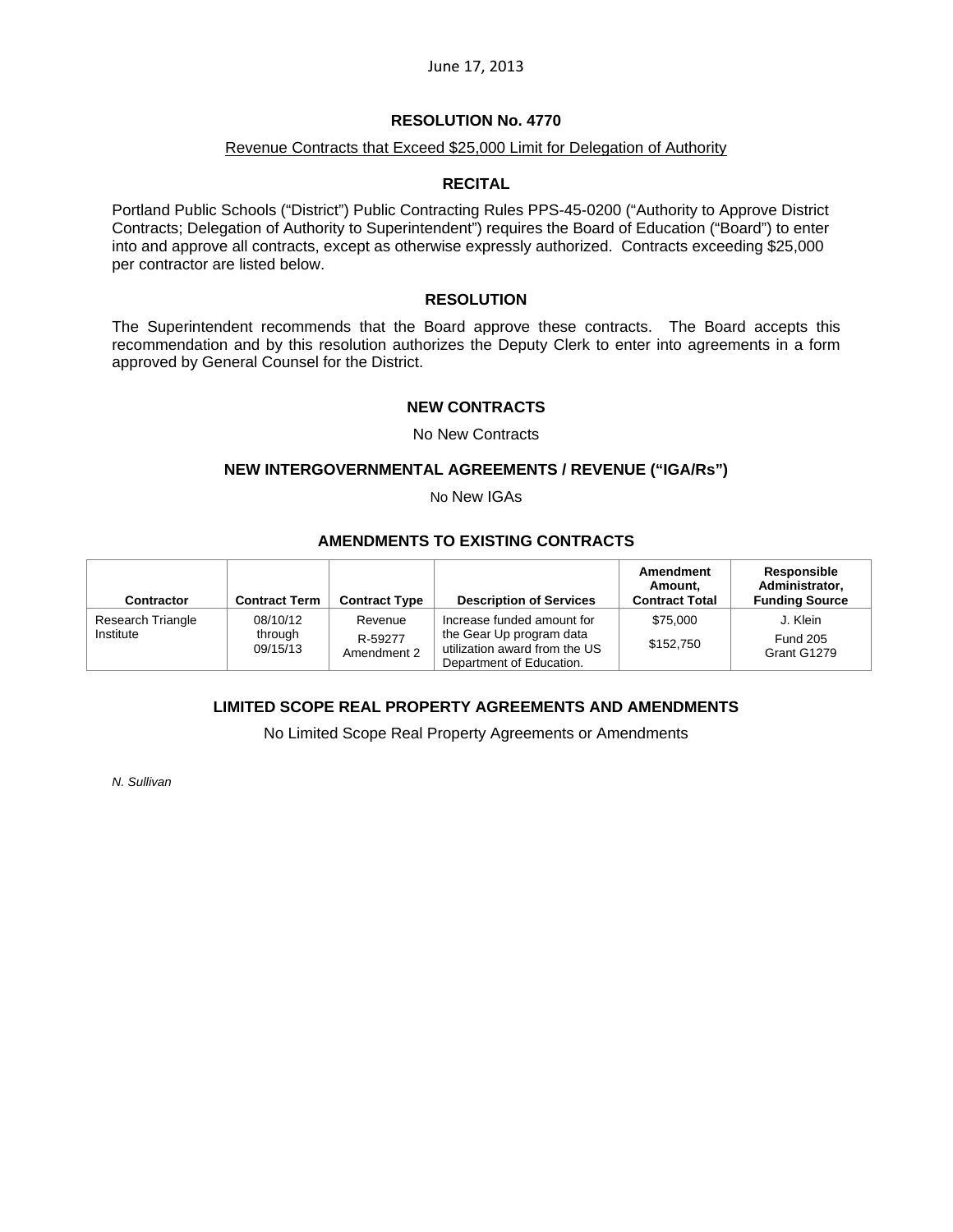June 17, 2013

## RESOLUTION No. 4770

Revenue Contracts that Exceed $25,000 Limit for Delegation of Authority

### RECITAL

Portland Public Schools ("District") Public Contracting Rules PPS-45-0200 ("Authority to Approve District Contracts; Delegation of Authority to Superintendent") requires the Board of Education ("Board") to enter into and approve all contracts, except as otherwise expressly authorized. Contracts exceeding $25,000 per contractor are listed below.

### RESOLUTION

The Superintendent recommends that the Board approve these contracts. The Board accepts this recommendation and by this resolution authorizes the Deputy Clerk to enter into agreements in a form approved by General Counsel for the District.

### NEW CONTRACTS

No New Contracts

### NEW INTERGOVERNMENTAL AGREEMENTS / REVENUE ("IGA/Rs")

No New IGAs

### AMENDMENTS TO EXISTING CONTRACTS

| Contractor | Contract Term | Contract Type | Description of Services | Amendment Amount, Contract Total | Responsible Administrator, Funding Source |
|---|---|---|---|---|---|
| Research Triangle Institute | 08/10/12 through 09/15/13 | Revenue R-59277 Amendment 2 | Increase funded amount for the Gear Up program data utilization award from the US Department of Education. | $75,000 $152,750 | J. Klein Fund 205 Grant G1279 |

### LIMITED SCOPE REAL PROPERTY AGREEMENTS AND AMENDMENTS

No Limited Scope Real Property Agreements or Amendments

*N. Sullivan*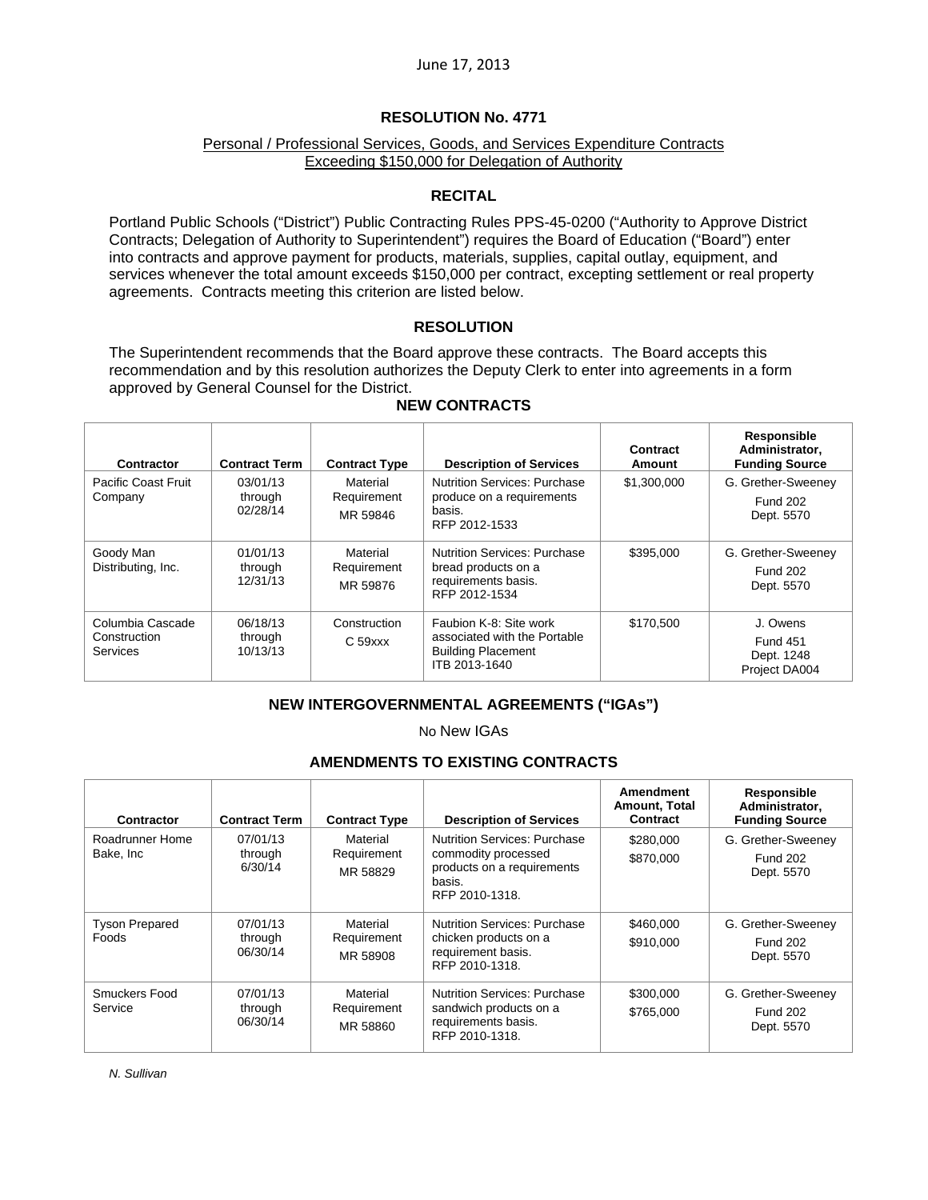June 17, 2013

## RESOLUTION No. 4771

Personal / Professional Services, Goods, and Services Expenditure Contracts Exceeding $150,000 for Delegation of Authority

### RECITAL

Portland Public Schools ("District") Public Contracting Rules PPS-45-0200 ("Authority to Approve District Contracts; Delegation of Authority to Superintendent") requires the Board of Education ("Board") enter into contracts and approve payment for products, materials, supplies, capital outlay, equipment, and services whenever the total amount exceeds $150,000 per contract, excepting settlement or real property agreements. Contracts meeting this criterion are listed below.

### RESOLUTION

The Superintendent recommends that the Board approve these contracts. The Board accepts this recommendation and by this resolution authorizes the Deputy Clerk to enter into agreements in a form approved by General Counsel for the District.

### NEW CONTRACTS

| Contractor | Contract Term | Contract Type | Description of Services | Contract Amount | Responsible Administrator, Funding Source |
|---|---|---|---|---|---|
| Pacific Coast Fruit Company | 03/01/13 through 02/28/14 | Material Requirement MR 59846 | Nutrition Services: Purchase produce on a requirements basis. RFP 2012-1533 | $1,300,000 | G. Grether-Sweeney Fund 202 Dept. 5570 |
| Goody Man Distributing, Inc. | 01/01/13 through 12/31/13 | Material Requirement MR 59876 | Nutrition Services: Purchase bread products on a requirements basis. RFP 2012-1534 | $395,000 | G. Grether-Sweeney Fund 202 Dept. 5570 |
| Columbia Cascade Construction Services | 06/18/13 through 10/13/13 | Construction C 59xxx | Faubion K-8: Site work associated with the Portable Building Placement ITB 2013-1640 | $170,500 | J. Owens Fund 451 Dept. 1248 Project DA004 |

### NEW INTERGOVERNMENTAL AGREEMENTS ("IGAs")

No New IGAs

### AMENDMENTS TO EXISTING CONTRACTS

| Contractor | Contract Term | Contract Type | Description of Services | Amendment Amount, Total Contract | Responsible Administrator, Funding Source |
|---|---|---|---|---|---|
| Roadrunner Home Bake, Inc | 07/01/13 through 6/30/14 | Material Requirement MR 58829 | Nutrition Services: Purchase commodity processed products on a requirements basis. RFP 2010-1318. | $280,000 $870,000 | G. Grether-Sweeney Fund 202 Dept. 5570 |
| Tyson Prepared Foods | 07/01/13 through 06/30/14 | Material Requirement MR 58908 | Nutrition Services: Purchase chicken products on a requirement basis. RFP 2010-1318. | $460,000 $910,000 | G. Grether-Sweeney Fund 202 Dept. 5570 |
| Smuckers Food Service | 07/01/13 through 06/30/14 | Material Requirement MR 58860 | Nutrition Services: Purchase sandwich products on a requirements basis. RFP 2010-1318. | $300,000 $765,000 | G. Grether-Sweeney Fund 202 Dept. 5570 |

*N. Sullivan*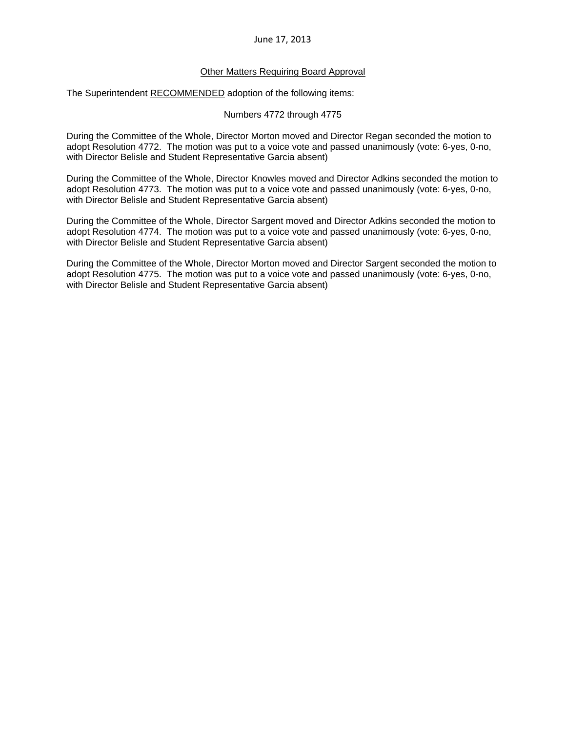June 17, 2013

<u>Other Matters Requiring Board Approval</u>

The Superintendent <u>RECOMMENDED</u> adoption of the following items:

Numbers 4772 through 4775

During the Committee of the Whole, Director Morton moved and Director Regan seconded the motion to adopt Resolution 4772. The motion was put to a voice vote and passed unanimously (vote: 6-yes, 0-no, with Director Belisle and Student Representative Garcia absent)

During the Committee of the Whole, Director Knowles moved and Director Adkins seconded the motion to adopt Resolution 4773. The motion was put to a voice vote and passed unanimously (vote: 6-yes, 0-no, with Director Belisle and Student Representative Garcia absent)

During the Committee of the Whole, Director Sargent moved and Director Adkins seconded the motion to adopt Resolution 4774. The motion was put to a voice vote and passed unanimously (vote: 6-yes, 0-no, with Director Belisle and Student Representative Garcia absent)

During the Committee of the Whole, Director Morton moved and Director Sargent seconded the motion to adopt Resolution 4775. The motion was put to a voice vote and passed unanimously (vote: 6-yes, 0-no, with Director Belisle and Student Representative Garcia absent)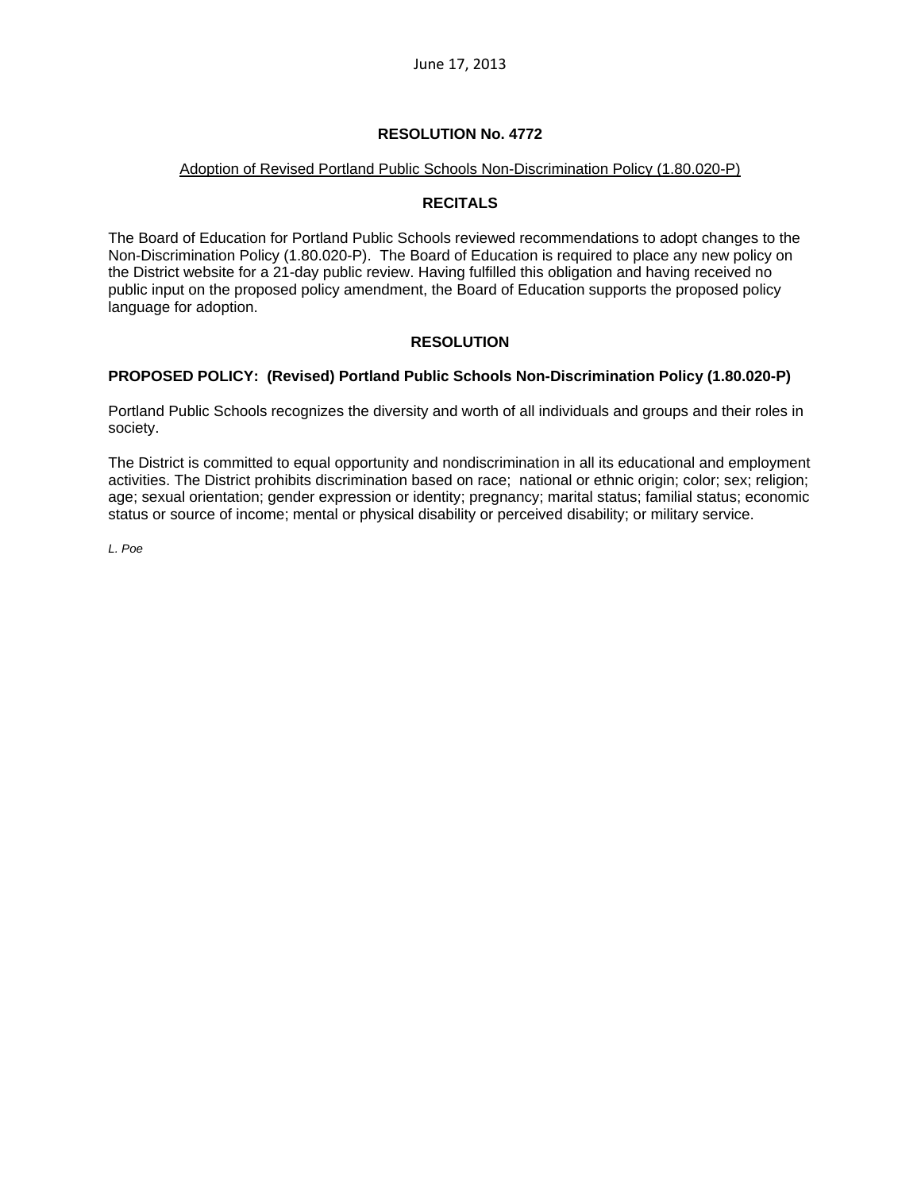June 17, 2013

## RESOLUTION No. 4772

Adoption of Revised Portland Public Schools Non-Discrimination Policy (1.80.020-P)

### RECITALS

The Board of Education for Portland Public Schools reviewed recommendations to adopt changes to the Non-Discrimination Policy (1.80.020-P). The Board of Education is required to place any new policy on the District website for a 21-day public review. Having fulfilled this obligation and having received no public input on the proposed policy amendment, the Board of Education supports the proposed policy language for adoption.

### RESOLUTION

**PROPOSED POLICY: (Revised) Portland Public Schools Non-Discrimination Policy (1.80.020-P)**

Portland Public Schools recognizes the diversity and worth of all individuals and groups and their roles in society.

The District is committed to equal opportunity and nondiscrimination in all its educational and employment activities. The District prohibits discrimination based on race; national or ethnic origin; color; sex; religion; age; sexual orientation; gender expression or identity; pregnancy; marital status; familial status; economic status or source of income; mental or physical disability or perceived disability; or military service.

*L. Poe*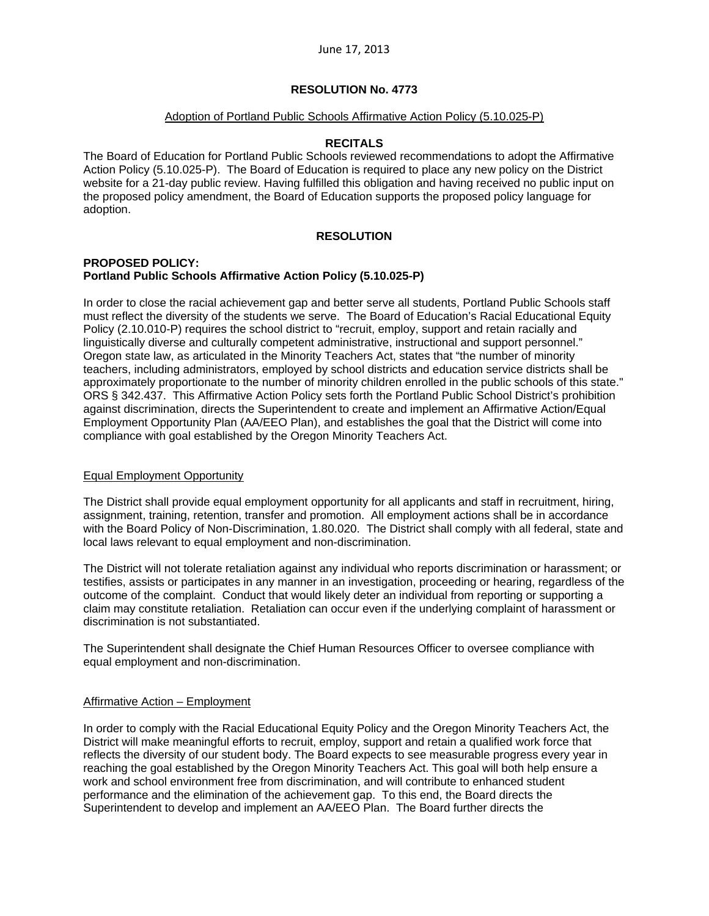June 17, 2013

**RESOLUTION No. 4773**

Adoption of Portland Public Schools Affirmative Action Policy (5.10.025-P)

**RECITALS**

The Board of Education for Portland Public Schools reviewed recommendations to adopt the Affirmative Action Policy (5.10.025-P). The Board of Education is required to place any new policy on the District website for a 21-day public review. Having fulfilled this obligation and having received no public input on the proposed policy amendment, the Board of Education supports the proposed policy language for adoption.

**RESOLUTION**

**PROPOSED POLICY:**
**Portland Public Schools Affirmative Action Policy (5.10.025-P)**

In order to close the racial achievement gap and better serve all students, Portland Public Schools staff must reflect the diversity of the students we serve. The Board of Education's Racial Educational Equity Policy (2.10.010-P) requires the school district to "recruit, employ, support and retain racially and linguistically diverse and culturally competent administrative, instructional and support personnel." Oregon state law, as articulated in the Minority Teachers Act, states that "the number of minority teachers, including administrators, employed by school districts and education service districts shall be approximately proportionate to the number of minority children enrolled in the public schools of this state." ORS § 342.437. This Affirmative Action Policy sets forth the Portland Public School District's prohibition against discrimination, directs the Superintendent to create and implement an Affirmative Action/Equal Employment Opportunity Plan (AA/EEO Plan), and establishes the goal that the District will come into compliance with goal established by the Oregon Minority Teachers Act.

Equal Employment Opportunity

The District shall provide equal employment opportunity for all applicants and staff in recruitment, hiring, assignment, training, retention, transfer and promotion. All employment actions shall be in accordance with the Board Policy of Non-Discrimination, 1.80.020. The District shall comply with all federal, state and local laws relevant to equal employment and non-discrimination.

The District will not tolerate retaliation against any individual who reports discrimination or harassment; or testifies, assists or participates in any manner in an investigation, proceeding or hearing, regardless of the outcome of the complaint. Conduct that would likely deter an individual from reporting or supporting a claim may constitute retaliation. Retaliation can occur even if the underlying complaint of harassment or discrimination is not substantiated.

The Superintendent shall designate the Chief Human Resources Officer to oversee compliance with equal employment and non-discrimination.

Affirmative Action – Employment

In order to comply with the Racial Educational Equity Policy and the Oregon Minority Teachers Act, the District will make meaningful efforts to recruit, employ, support and retain a qualified work force that reflects the diversity of our student body. The Board expects to see measurable progress every year in reaching the goal established by the Oregon Minority Teachers Act. This goal will both help ensure a work and school environment free from discrimination, and will contribute to enhanced student performance and the elimination of the achievement gap. To this end, the Board directs the Superintendent to develop and implement an AA/EEO Plan. The Board further directs the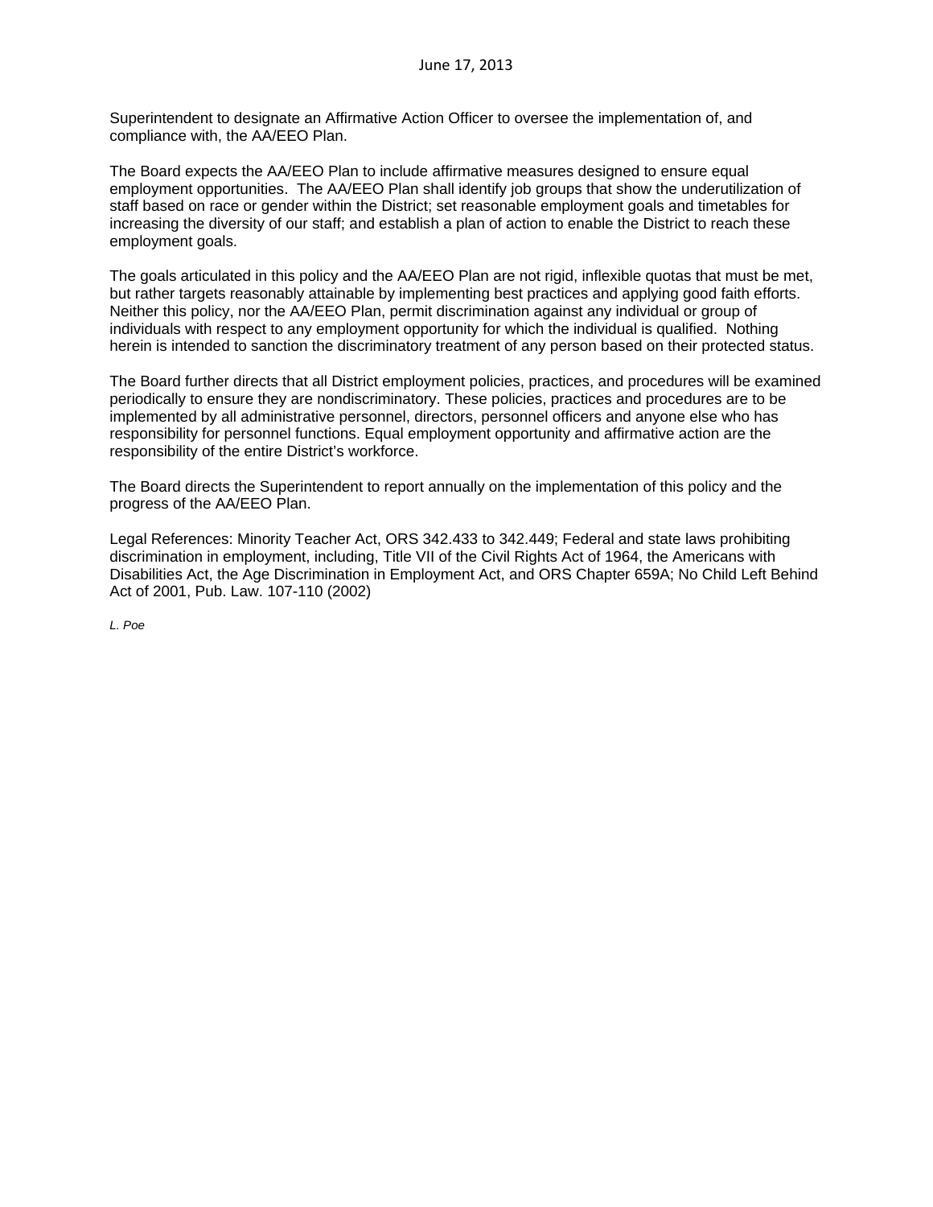Superintendent to designate an Affirmative Action Officer to oversee the implementation of, and compliance with, the AA/EEO Plan.

The Board expects the AA/EEO Plan to include affirmative measures designed to ensure equal employment opportunities. The AA/EEO Plan shall identify job groups that show the underutilization of staff based on race or gender within the District; set reasonable employment goals and timetables for increasing the diversity of our staff; and establish a plan of action to enable the District to reach these employment goals.

The goals articulated in this policy and the AA/EEO Plan are not rigid, inflexible quotas that must be met, but rather targets reasonably attainable by implementing best practices and applying good faith efforts. Neither this policy, nor the AA/EEO Plan, permit discrimination against any individual or group of individuals with respect to any employment opportunity for which the individual is qualified. Nothing herein is intended to sanction the discriminatory treatment of any person based on their protected status.

The Board further directs that all District employment policies, practices, and procedures will be examined periodically to ensure they are nondiscriminatory. These policies, practices and procedures are to be implemented by all administrative personnel, directors, personnel officers and anyone else who has responsibility for personnel functions. Equal employment opportunity and affirmative action are the responsibility of the entire District's workforce.

The Board directs the Superintendent to report annually on the implementation of this policy and the progress of the AA/EEO Plan.

Legal References: Minority Teacher Act, ORS 342.433 to 342.449; Federal and state laws prohibiting discrimination in employment, including, Title VII of the Civil Rights Act of 1964, the Americans with Disabilities Act, the Age Discrimination in Employment Act, and ORS Chapter 659A; No Child Left Behind Act of 2001, Pub. Law. 107-110 (2002)

*L. Poe*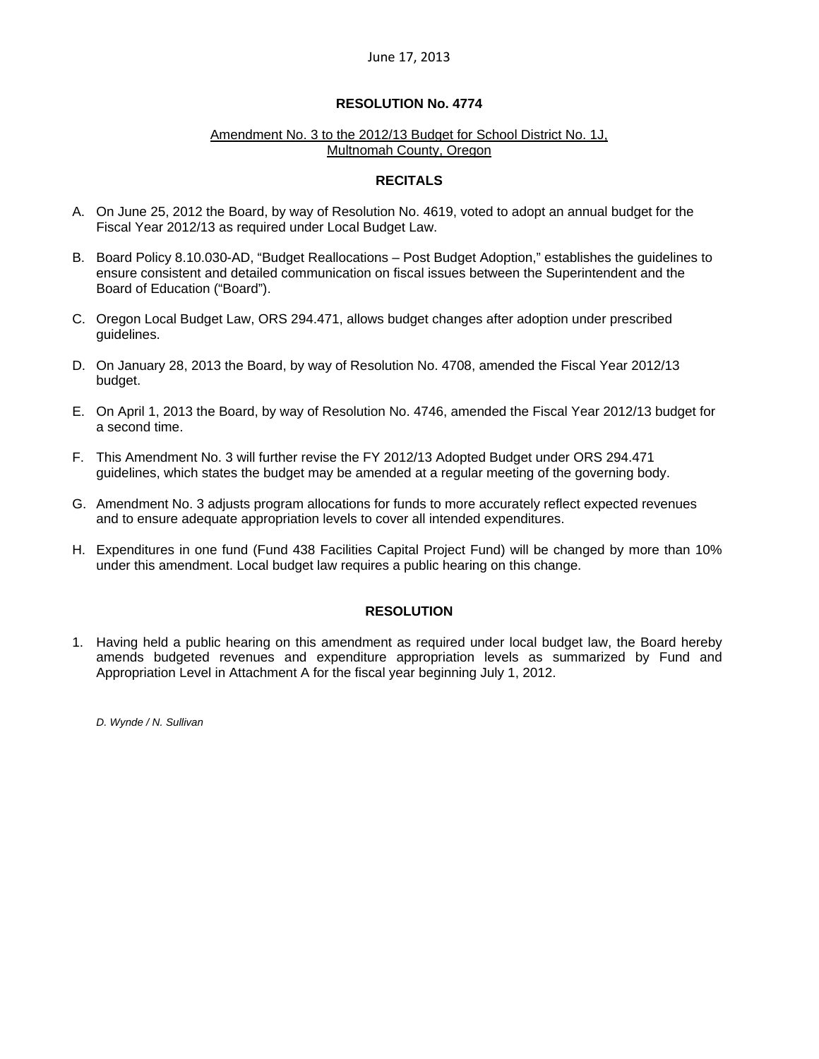June 17, 2013

# RESOLUTION No. 4774

Amendment No. 3 to the 2012/13 Budget for School District No. 1J, Multnomah County, Oregon

## RECITALS

A. On June 25, 2012 the Board, by way of Resolution No. 4619, voted to adopt an annual budget for the Fiscal Year 2012/13 as required under Local Budget Law.

B. Board Policy 8.10.030-AD, "Budget Reallocations – Post Budget Adoption," establishes the guidelines to ensure consistent and detailed communication on fiscal issues between the Superintendent and the Board of Education ("Board").

C. Oregon Local Budget Law, ORS 294.471, allows budget changes after adoption under prescribed guidelines.

D. On January 28, 2013 the Board, by way of Resolution No. 4708, amended the Fiscal Year 2012/13 budget.

E. On April 1, 2013 the Board, by way of Resolution No. 4746, amended the Fiscal Year 2012/13 budget for a second time.

F. This Amendment No. 3 will further revise the FY 2012/13 Adopted Budget under ORS 294.471 guidelines, which states the budget may be amended at a regular meeting of the governing body.

G. Amendment No. 3 adjusts program allocations for funds to more accurately reflect expected revenues and to ensure adequate appropriation levels to cover all intended expenditures.

H. Expenditures in one fund (Fund 438 Facilities Capital Project Fund) will be changed by more than 10% under this amendment. Local budget law requires a public hearing on this change.

## RESOLUTION

1. Having held a public hearing on this amendment as required under local budget law, the Board hereby amends budgeted revenues and expenditure appropriation levels as summarized by Fund and Appropriation Level in Attachment A for the fiscal year beginning July 1, 2012.

*D. Wynde / N. Sullivan*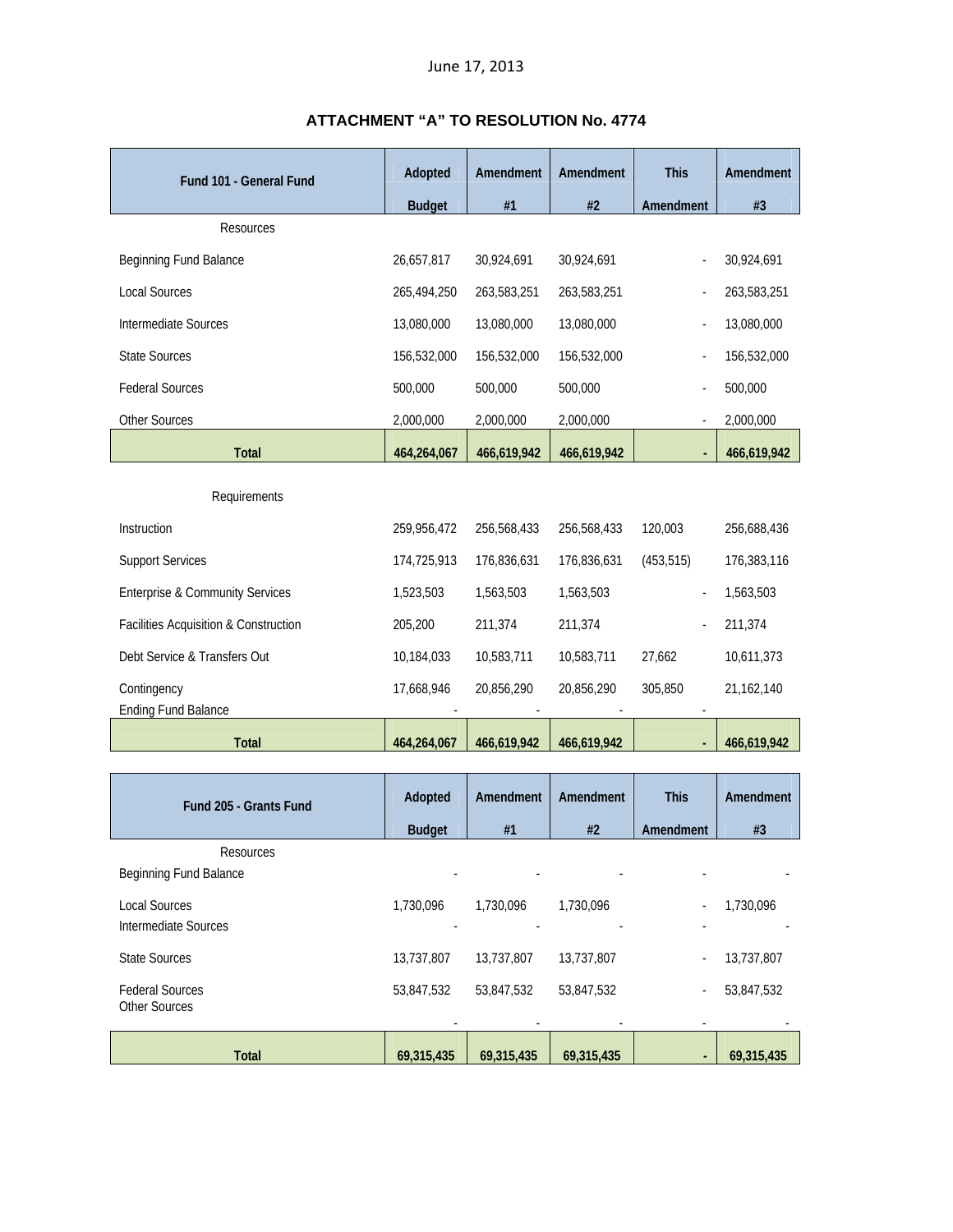June 17, 2013

## ATTACHMENT "A" TO RESOLUTION No. 4774

| Fund 101 - General Fund | Adopted Budget | Amendment #1 | Amendment #2 | This Amendment | Amendment #3 |
|---|---|---|---|---|---|
| Resources | | | | | |
| Beginning Fund Balance | 26,657,817 | 30,924,691 | 30,924,691 | - | 30,924,691 |
| Local Sources | 265,494,250 | 263,583,251 | 263,583,251 | - | 263,583,251 |
| Intermediate Sources | 13,080,000 | 13,080,000 | 13,080,000 | - | 13,080,000 |
| State Sources | 156,532,000 | 156,532,000 | 156,532,000 | - | 156,532,000 |
| Federal Sources | 500,000 | 500,000 | 500,000 | - | 500,000 |
| Other Sources | 2,000,000 | 2,000,000 | 2,000,000 | - | 2,000,000 |
| **Total** | **464,264,067** | **466,619,942** | **466,619,942** | **-** | **466,619,942** |
| Requirements | | | | | |
| Instruction | 259,956,472 | 256,568,433 | 256,568,433 | 120,003 | 256,688,436 |
| Support Services | 174,725,913 | 176,836,631 | 176,836,631 | (453,515) | 176,383,116 |
| Enterprise & Community Services | 1,523,503 | 1,563,503 | 1,563,503 | - | 1,563,503 |
| Facilities Acquisition & Construction | 205,200 | 211,374 | 211,374 | - | 211,374 |
| Debt Service & Transfers Out | 10,184,033 | 10,583,711 | 10,583,711 | 27,662 | 10,611,373 |
| Contingency | 17,668,946 | 20,856,290 | 20,856,290 | 305,850 | 21,162,140 |
| Ending Fund Balance | - | - | - | - | |
| **Total** | **464,264,067** | **466,619,942** | **466,619,942** | **-** | **466,619,942** |

| Fund 205 - Grants Fund | Adopted Budget | Amendment #1 | Amendment #2 | This Amendment | Amendment #3 |
|---|---|---|---|---|---|
| Resources | | | | | |
| Beginning Fund Balance | - | - | - | - | - |
| Local Sources | 1,730,096 | 1,730,096 | 1,730,096 | - | 1,730,096 |
| Intermediate Sources | - | - | - | - | - |
| State Sources | 13,737,807 | 13,737,807 | 13,737,807 | - | 13,737,807 |
| Federal Sources | 53,847,532 | 53,847,532 | 53,847,532 | - | 53,847,532 |
| Other Sources | - | - | - | - | - |
| **Total** | **69,315,435** | **69,315,435** | **69,315,435** | **-** | **69,315,435** |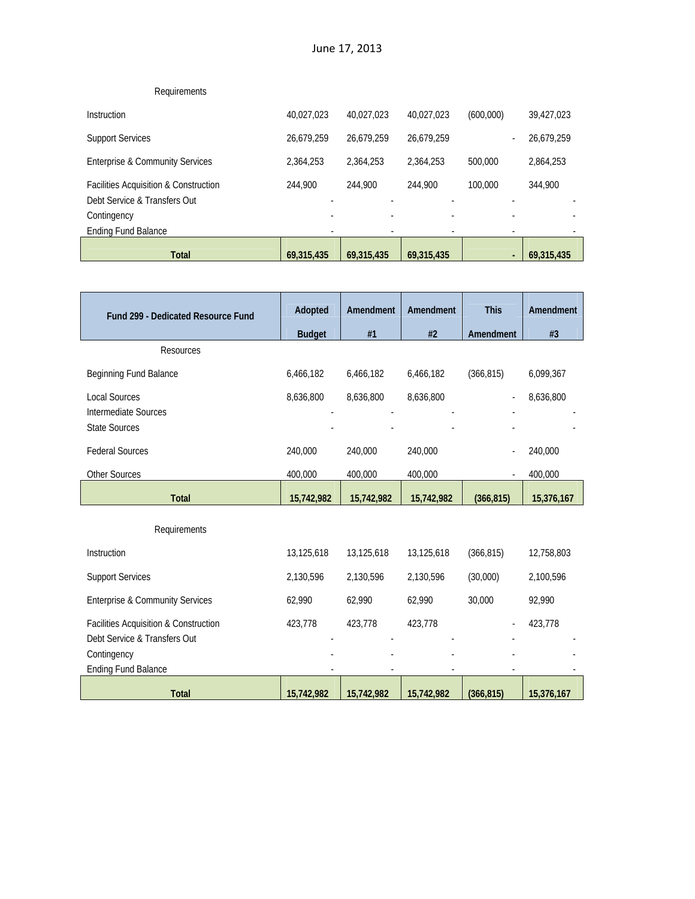June 17, 2013

| Requirements | | | | | |
|---|---|---|---|---|---|
| Instruction | 40,027,023 | 40,027,023 | 40,027,023 | (600,000) | 39,427,023 |
| Support Services | 26,679,259 | 26,679,259 | 26,679,259 | - | 26,679,259 |
| Enterprise & Community Services | 2,364,253 | 2,364,253 | 2,364,253 | 500,000 | 2,864,253 |
| Facilities Acquisition & Construction | 244,900 | 244,900 | 244,900 | 100,000 | 344,900 |
| Debt Service & Transfers Out | - | - | - | - | - |
| Contingency | - | - | - | - | - |
| Ending Fund Balance | - | - | - | - | - |
| **Total** | **69,315,435** | **69,315,435** | **69,315,435** | **-** | **69,315,435** |

| Fund 299 - Dedicated Resource Fund | Adopted Budget | Amendment #1 | Amendment #2 | This Amendment | Amendment #3 |
|---|---|---|---|---|---|
| Resources | | | | | |
| Beginning Fund Balance | 6,466,182 | 6,466,182 | 6,466,182 | (366,815) | 6,099,367 |
| Local Sources | 8,636,800 | 8,636,800 | 8,636,800 | - | 8,636,800 |
| Intermediate Sources | - | - | - | - | - |
| State Sources | - | - | - | - | - |
| Federal Sources | 240,000 | 240,000 | 240,000 | - | 240,000 |
| Other Sources | 400,000 | 400,000 | 400,000 | - | 400,000 |
| **Total** | **15,742,982** | **15,742,982** | **15,742,982** | **(366,815)** | **15,376,167** |
| Requirements | | | | | |
| Instruction | 13,125,618 | 13,125,618 | 13,125,618 | (366,815) | 12,758,803 |
| Support Services | 2,130,596 | 2,130,596 | 2,130,596 | (30,000) | 2,100,596 |
| Enterprise & Community Services | 62,990 | 62,990 | 62,990 | 30,000 | 92,990 |
| Facilities Acquisition & Construction | 423,778 | 423,778 | 423,778 | - | 423,778 |
| Debt Service & Transfers Out | - | - | - | - | - |
| Contingency | - | - | - | - | - |
| Ending Fund Balance | - | - | - | - | - |
| **Total** | **15,742,982** | **15,742,982** | **15,742,982** | **(366,815)** | **15,376,167** |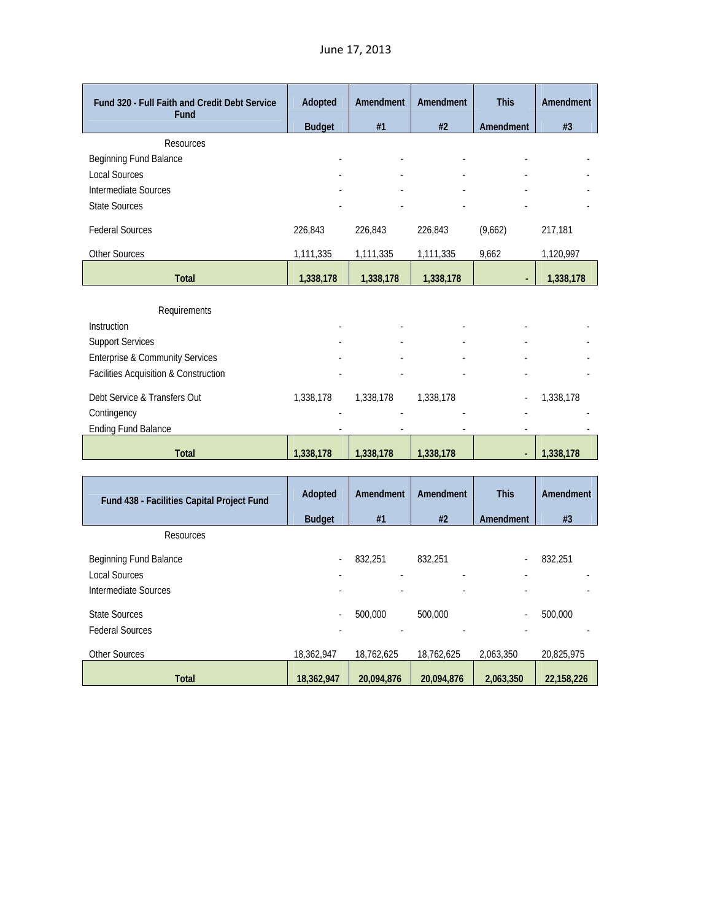June 17, 2013

| Fund 320 - Full Faith and Credit Debt Service Fund | Adopted Budget | Amendment #1 | Amendment #2 | This Amendment | Amendment #3 |
|---|---|---|---|---|---|
| Resources | | | | | |
| Beginning Fund Balance | - | - | - | - | - |
| Local Sources | - | - | - | - | - |
| Intermediate Sources | - | - | - | - | - |
| State Sources | - | - | - | - | - |
| Federal Sources | 226,843 | 226,843 | 226,843 | (9,662) | 217,181 |
| Other Sources | 1,111,335 | 1,111,335 | 1,111,335 | 9,662 | 1,120,997 |
| **Total** | **1,338,178** | **1,338,178** | **1,338,178** | **-** | **1,338,178** |
| Requirements | | | | | |
| Instruction | - | - | - | - | - |
| Support Services | - | - | - | - | - |
| Enterprise & Community Services | - | - | - | - | - |
| Facilities Acquisition & Construction | - | - | - | - | - |
| Debt Service & Transfers Out | 1,338,178 | 1,338,178 | 1,338,178 | - | 1,338,178 |
| Contingency | - | - | - | - | - |
| Ending Fund Balance | - | - | - | - | - |
| **Total** | **1,338,178** | **1,338,178** | **1,338,178** | **-** | **1,338,178** |

| Fund 438 - Facilities Capital Project Fund | Adopted Budget | Amendment #1 | Amendment #2 | This Amendment | Amendment #3 |
|---|---|---|---|---|---|
| Resources | | | | | |
| Beginning Fund Balance | - | 832,251 | 832,251 | - | 832,251 |
| Local Sources | - | - | - | - | - |
| Intermediate Sources | - | - | - | - | - |
| State Sources | - | 500,000 | 500,000 | - | 500,000 |
| Federal Sources | - | - | - | - | - |
| Other Sources | 18,362,947 | 18,762,625 | 18,762,625 | 2,063,350 | 20,825,975 |
| **Total** | **18,362,947** | **20,094,876** | **20,094,876** | **2,063,350** | **22,158,226** |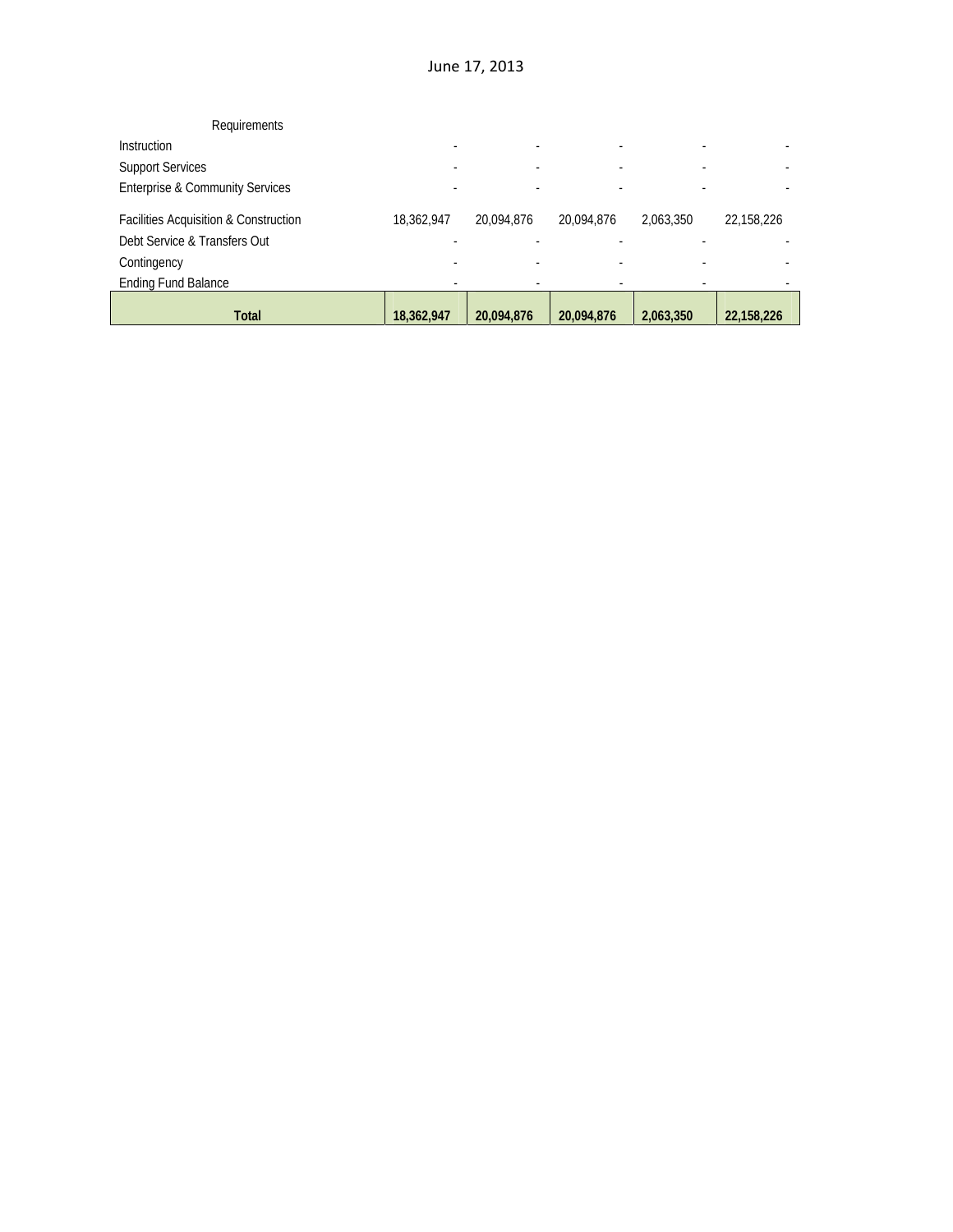June 17, 2013

| Requirements | | | | | |
|---|---|---|---|---|---|
| Instruction | - | - | - | - | - |
| Support Services | - | - | - | - | - |
| Enterprise & Community Services | - | - | - | - | - |
| Facilities Acquisition & Construction | 18,362,947 | 20,094,876 | 20,094,876 | 2,063,350 | 22,158,226 |
| Debt Service & Transfers Out | - | - | - | - | - |
| Contingency | - | - | - | - | - |
| Ending Fund Balance | - | - | - | - | - |
| **Total** | **18,362,947** | **20,094,876** | **20,094,876** | **2,063,350** | **22,158,226** |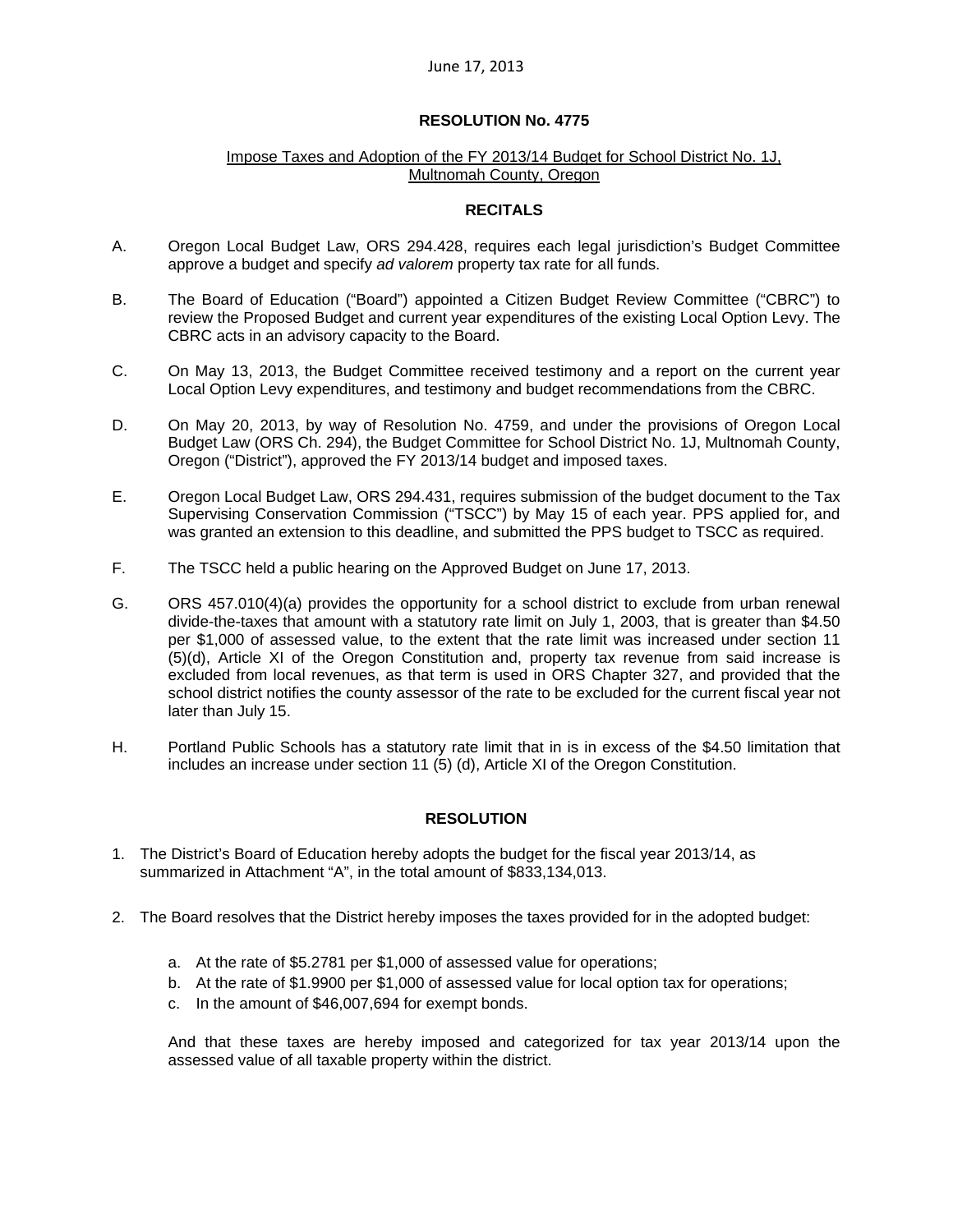June 17, 2013

**RESOLUTION No. 4775**

Impose Taxes and Adoption of the FY 2013/14 Budget for School District No. 1J, Multnomah County, Oregon

**RECITALS**

A. Oregon Local Budget Law, ORS 294.428, requires each legal jurisdiction's Budget Committee approve a budget and specify *ad valorem* property tax rate for all funds.

B. The Board of Education ("Board") appointed a Citizen Budget Review Committee ("CBRC") to review the Proposed Budget and current year expenditures of the existing Local Option Levy. The CBRC acts in an advisory capacity to the Board.

C. On May 13, 2013, the Budget Committee received testimony and a report on the current year Local Option Levy expenditures, and testimony and budget recommendations from the CBRC.

D. On May 20, 2013, by way of Resolution No. 4759, and under the provisions of Oregon Local Budget Law (ORS Ch. 294), the Budget Committee for School District No. 1J, Multnomah County, Oregon ("District"), approved the FY 2013/14 budget and imposed taxes.

E. Oregon Local Budget Law, ORS 294.431, requires submission of the budget document to the Tax Supervising Conservation Commission ("TSCC") by May 15 of each year. PPS applied for, and was granted an extension to this deadline, and submitted the PPS budget to TSCC as required.

F. The TSCC held a public hearing on the Approved Budget on June 17, 2013.

G. ORS 457.010(4)(a) provides the opportunity for a school district to exclude from urban renewal divide-the-taxes that amount with a statutory rate limit on July 1, 2003, that is greater than $4.50 per $1,000 of assessed value, to the extent that the rate limit was increased under section 11 (5)(d), Article XI of the Oregon Constitution and, property tax revenue from said increase is excluded from local revenues, as that term is used in ORS Chapter 327, and provided that the school district notifies the county assessor of the rate to be excluded for the current fiscal year not later than July 15.

H. Portland Public Schools has a statutory rate limit that in is in excess of the $4.50 limitation that includes an increase under section 11 (5) (d), Article XI of the Oregon Constitution.

**RESOLUTION**

1. The District's Board of Education hereby adopts the budget for the fiscal year 2013/14, as summarized in Attachment "A", in the total amount of $833,134,013.

2. The Board resolves that the District hereby imposes the taxes provided for in the adopted budget:

   a. At the rate of $5.2781 per $1,000 of assessed value for operations;
   b. At the rate of $1.9900 per $1,000 of assessed value for local option tax for operations;
   c. In the amount of $46,007,694 for exempt bonds.

   And that these taxes are hereby imposed and categorized for tax year 2013/14 upon the assessed value of all taxable property within the district.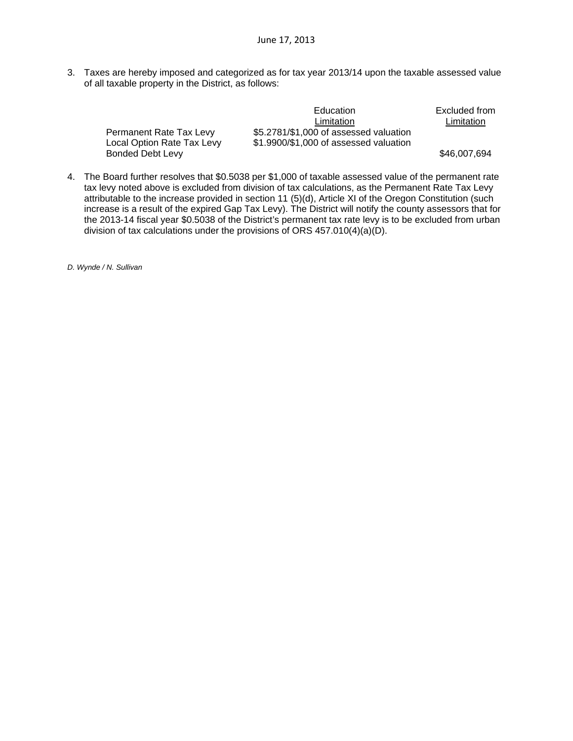June 17, 2013

3. Taxes are hereby imposed and categorized as for tax year 2013/14 upon the taxable assessed value of all taxable property in the District, as follows:

| | Education Limitation | Excluded from Limitation |
|---|---|---|
| Permanent Rate Tax Levy | \$5.2781/\$1,000 of assessed valuation | |
| Local Option Rate Tax Levy | \$1.9900/\$1,000 of assessed valuation | |
| Bonded Debt Levy | | \$46,007,694 |

4. The Board further resolves that \$0.5038 per \$1,000 of taxable assessed value of the permanent rate tax levy noted above is excluded from division of tax calculations, as the Permanent Rate Tax Levy attributable to the increase provided in section 11 (5)(d), Article XI of the Oregon Constitution (such increase is a result of the expired Gap Tax Levy). The District will notify the county assessors that for the 2013-14 fiscal year \$0.5038 of the District's permanent tax rate levy is to be excluded from urban division of tax calculations under the provisions of ORS 457.010(4)(a)(D).

*D. Wynde / N. Sullivan*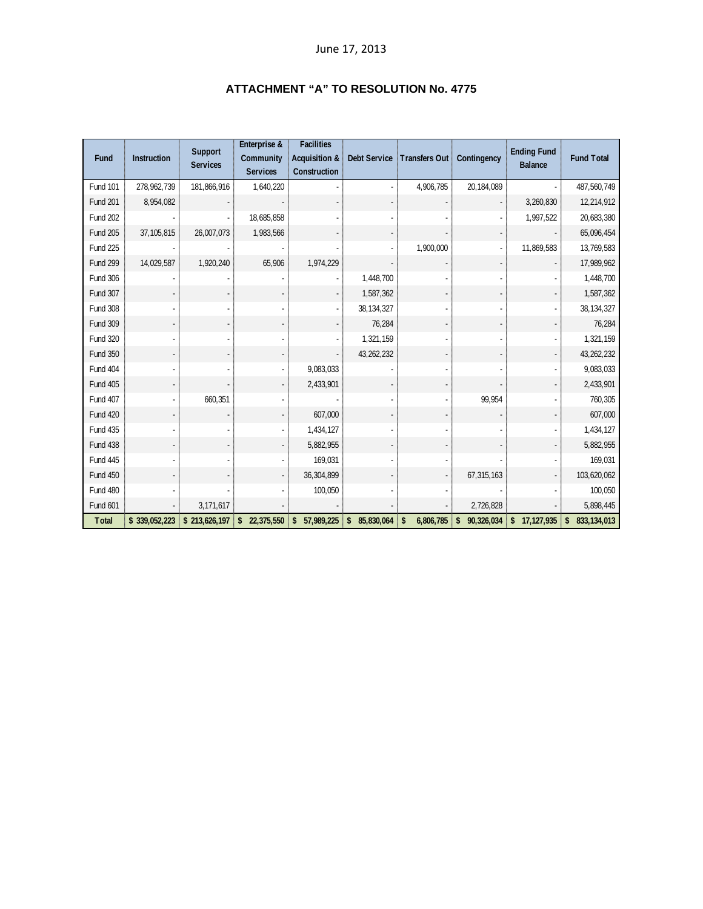June 17, 2013

## ATTACHMENT "A" TO RESOLUTION No. 4775

| Fund | Instruction | Support Services | Enterprise & Community Services | Facilities Acquisition & Construction | Debt Service | Transfers Out | Contingency | Ending Fund Balance | Fund Total |
|---|---|---|---|---|---|---|---|---|---|
| Fund 101 | 278,962,739 | 181,866,916 | 1,640,220 | - | - | 4,906,785 | 20,184,089 | - | 487,560,749 |
| Fund 201 | 8,954,082 | - | - | - | - | - | - | 3,260,830 | 12,214,912 |
| Fund 202 | - | - | 18,685,858 | - | - | - | - | 1,997,522 | 20,683,380 |
| Fund 205 | 37,105,815 | 26,007,073 | 1,983,566 | - | - | - | - | - | 65,096,454 |
| Fund 225 | - | - | - | - | - | 1,900,000 | - | 11,869,583 | 13,769,583 |
| Fund 299 | 14,029,587 | 1,920,240 | 65,906 | 1,974,229 | - | - | - | - | 17,989,962 |
| Fund 306 | - | - | - | - | 1,448,700 | - | - | - | 1,448,700 |
| Fund 307 | - | - | - | - | 1,587,362 | - | - | - | 1,587,362 |
| Fund 308 | - | - | - | - | 38,134,327 | - | - | - | 38,134,327 |
| Fund 309 | - | - | - | - | 76,284 | - | - | - | 76,284 |
| Fund 320 | - | - | - | - | 1,321,159 | - | - | - | 1,321,159 |
| Fund 350 | - | - | - | - | 43,262,232 | - | - | - | 43,262,232 |
| Fund 404 | - | - | - | 9,083,033 | - | - | - | - | 9,083,033 |
| Fund 405 | - | - | - | 2,433,901 | - | - | - | - | 2,433,901 |
| Fund 407 | - | 660,351 | - | - | - | - | 99,954 | - | 760,305 |
| Fund 420 | - | - | - | 607,000 | - | - | - | - | 607,000 |
| Fund 435 | - | - | - | 1,434,127 | - | - | - | - | 1,434,127 |
| Fund 438 | - | - | - | 5,882,955 | - | - | - | - | 5,882,955 |
| Fund 445 | - | - | - | 169,031 | - | - | - | - | 169,031 |
| Fund 450 | - | - | - | 36,304,899 | - | - | 67,315,163 | - | 103,620,062 |
| Fund 480 | - | - | - | 100,050 | - | - | - | - | 100,050 |
| Fund 601 | - | 3,171,617 | - | - | - | - | 2,726,828 | - | 5,898,445 |
| **Total** | **$ 339,052,223** | **$ 213,626,197** | **$ 22,375,550** | **$ 57,989,225** | **$ 85,830,064** | **$ 6,806,785** | **$ 90,326,034** | **$ 17,127,935** | **$ 833,134,013** |